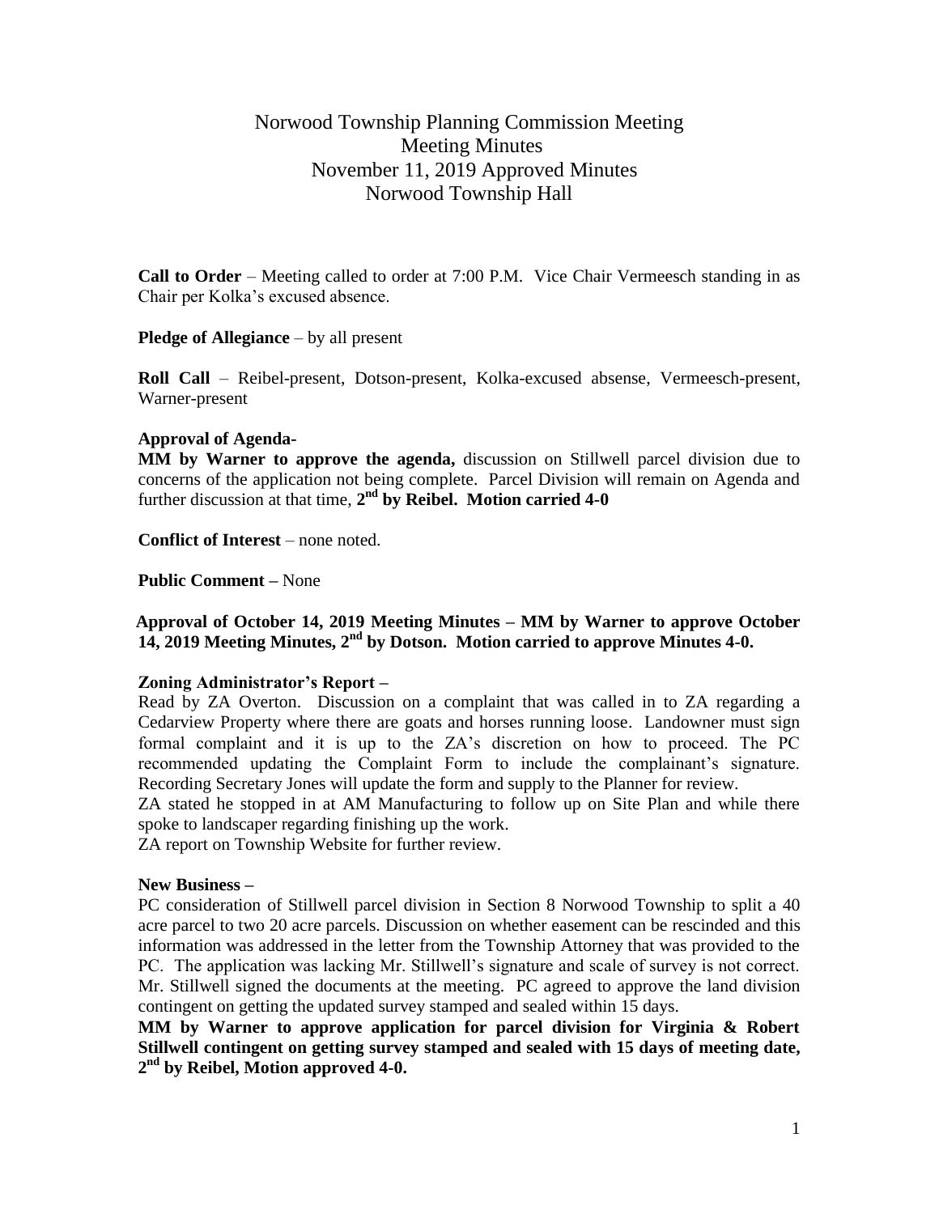# Norwood Township Planning Commission Meeting
## Meeting Minutes
## November 11, 2019 Approved Minutes
## Norwood Township Hall

**Call to Order** – Meeting called to order at 7:00 P.M. Vice Chair Vermeesch standing in as Chair per Kolka's excused absence.

**Pledge of Allegiance** – by all present

**Roll Call** – Reibel-present, Dotson-present, Kolka-excused absense, Vermeesch-present, Warner-present

**Approval of Agenda-**
**MM by Warner to approve the agenda,** discussion on Stillwell parcel division due to concerns of the application not being complete. Parcel Division will remain on Agenda and further discussion at that time, **2nd by Reibel. Motion carried 4-0**

**Conflict of Interest** – none noted.

**Public Comment –** None

**Approval of October 14, 2019 Meeting Minutes – MM by Warner to approve October 14, 2019 Meeting Minutes, 2nd by Dotson. Motion carried to approve Minutes 4-0.**

**Zoning Administrator's Report –**
Read by ZA Overton. Discussion on a complaint that was called in to ZA regarding a Cedarview Property where there are goats and horses running loose. Landowner must sign formal complaint and it is up to the ZA's discretion on how to proceed. The PC recommended updating the Complaint Form to include the complainant's signature. Recording Secretary Jones will update the form and supply to the Planner for review.
ZA stated he stopped in at AM Manufacturing to follow up on Site Plan and while there spoke to landscaper regarding finishing up the work.
ZA report on Township Website for further review.

**New Business –**
PC consideration of Stillwell parcel division in Section 8 Norwood Township to split a 40 acre parcel to two 20 acre parcels. Discussion on whether easement can be rescinded and this information was addressed in the letter from the Township Attorney that was provided to the PC. The application was lacking Mr. Stillwell's signature and scale of survey is not correct. Mr. Stillwell signed the documents at the meeting. PC agreed to approve the land division contingent on getting the updated survey stamped and sealed within 15 days.
**MM by Warner to approve application for parcel division for Virginia & Robert Stillwell contingent on getting survey stamped and sealed with 15 days of meeting date, 2nd by Reibel, Motion approved 4-0.**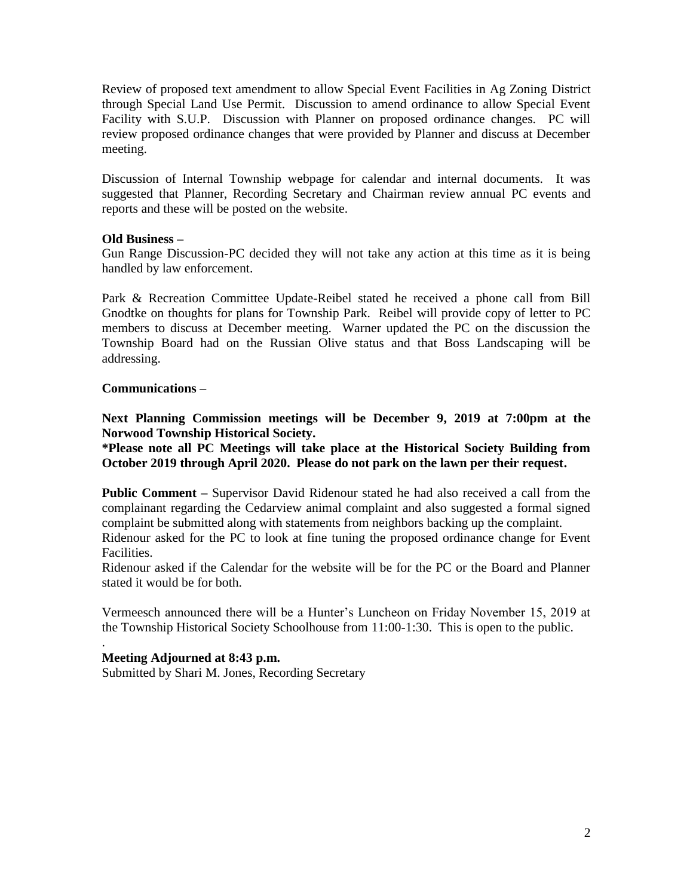Review of proposed text amendment to allow Special Event Facilities in Ag Zoning District through Special Land Use Permit. Discussion to amend ordinance to allow Special Event Facility with S.U.P. Discussion with Planner on proposed ordinance changes. PC will review proposed ordinance changes that were provided by Planner and discuss at December meeting.

Discussion of Internal Township webpage for calendar and internal documents. It was suggested that Planner, Recording Secretary and Chairman review annual PC events and reports and these will be posted on the website.

**Old Business –**

Gun Range Discussion-PC decided they will not take any action at this time as it is being handled by law enforcement.

Park & Recreation Committee Update-Reibel stated he received a phone call from Bill Gnodtke on thoughts for plans for Township Park. Reibel will provide copy of letter to PC members to discuss at December meeting. Warner updated the PC on the discussion the Township Board had on the Russian Olive status and that Boss Landscaping will be addressing.

**Communications –**

**Next Planning Commission meetings will be December 9, 2019 at 7:00pm at the Norwood Township Historical Society.**

**\*Please note all PC Meetings will take place at the Historical Society Building from October 2019 through April 2020. Please do not park on the lawn per their request.**

**Public Comment –** Supervisor David Ridenour stated he had also received a call from the complainant regarding the Cedarview animal complaint and also suggested a formal signed complaint be submitted along with statements from neighbors backing up the complaint.

Ridenour asked for the PC to look at fine tuning the proposed ordinance change for Event Facilities.

Ridenour asked if the Calendar for the website will be for the PC or the Board and Planner stated it would be for both.

Vermeesch announced there will be a Hunter's Luncheon on Friday November 15, 2019 at the Township Historical Society Schoolhouse from 11:00-1:30. This is open to the public.

.

**Meeting Adjourned at 8:43 p.m.**

Submitted by Shari M. Jones, Recording Secretary